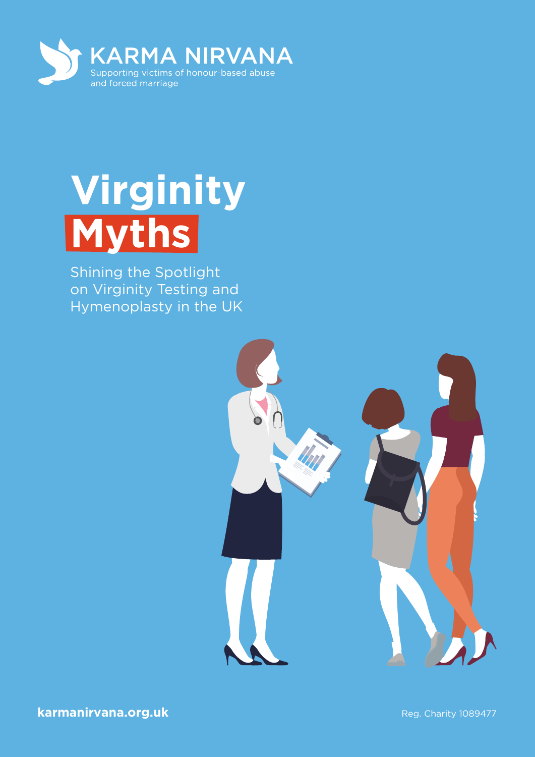KARMA NIRVANA

Supporting victims of honour-based abuse and forced marriage

# Virginity Myths

Shining the Spotlight on Virginity Testing and Hymenoplasty in the UK

**karmanirvana.org.uk**

Reg. Charity 1089477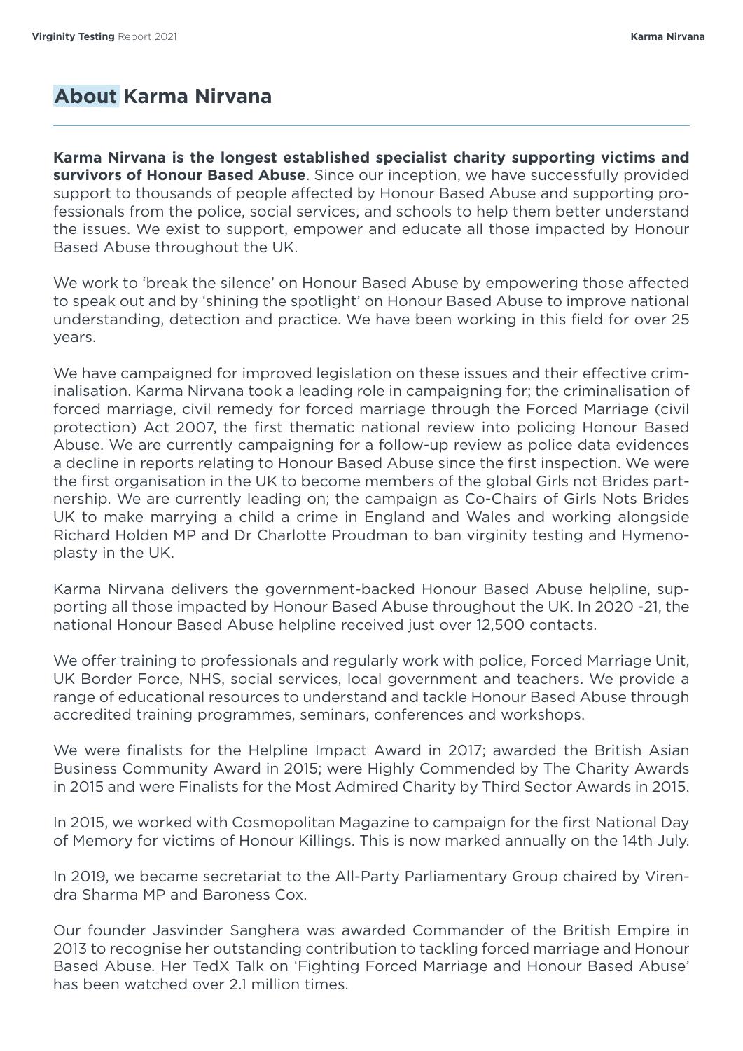# About Karma Nirvana

**Karma Nirvana is the longest established specialist charity supporting victims and survivors of Honour Based Abuse**. Since our inception, we have successfully provided support to thousands of people affected by Honour Based Abuse and supporting professionals from the police, social services, and schools to help them better understand the issues. We exist to support, empower and educate all those impacted by Honour Based Abuse throughout the UK.

We work to 'break the silence' on Honour Based Abuse by empowering those affected to speak out and by 'shining the spotlight' on Honour Based Abuse to improve national understanding, detection and practice. We have been working in this field for over 25 years.

We have campaigned for improved legislation on these issues and their effective criminalisation. Karma Nirvana took a leading role in campaigning for; the criminalisation of forced marriage, civil remedy for forced marriage through the Forced Marriage (civil protection) Act 2007, the first thematic national review into policing Honour Based Abuse. We are currently campaigning for a follow-up review as police data evidences a decline in reports relating to Honour Based Abuse since the first inspection. We were the first organisation in the UK to become members of the global Girls not Brides partnership. We are currently leading on; the campaign as Co-Chairs of Girls Nots Brides UK to make marrying a child a crime in England and Wales and working alongside Richard Holden MP and Dr Charlotte Proudman to ban virginity testing and Hymenoplasty in the UK.

Karma Nirvana delivers the government-backed Honour Based Abuse helpline, supporting all those impacted by Honour Based Abuse throughout the UK. In 2020 -21, the national Honour Based Abuse helpline received just over 12,500 contacts.

We offer training to professionals and regularly work with police, Forced Marriage Unit, UK Border Force, NHS, social services, local government and teachers. We provide a range of educational resources to understand and tackle Honour Based Abuse through accredited training programmes, seminars, conferences and workshops.

We were finalists for the Helpline Impact Award in 2017; awarded the British Asian Business Community Award in 2015; were Highly Commended by The Charity Awards in 2015 and were Finalists for the Most Admired Charity by Third Sector Awards in 2015.

In 2015, we worked with Cosmopolitan Magazine to campaign for the first National Day of Memory for victims of Honour Killings. This is now marked annually on the 14th July.

In 2019, we became secretariat to the All-Party Parliamentary Group chaired by Virendra Sharma MP and Baroness Cox.

Our founder Jasvinder Sanghera was awarded Commander of the British Empire in 2013 to recognise her outstanding contribution to tackling forced marriage and Honour Based Abuse. Her TedX Talk on 'Fighting Forced Marriage and Honour Based Abuse' has been watched over 2.1 million times.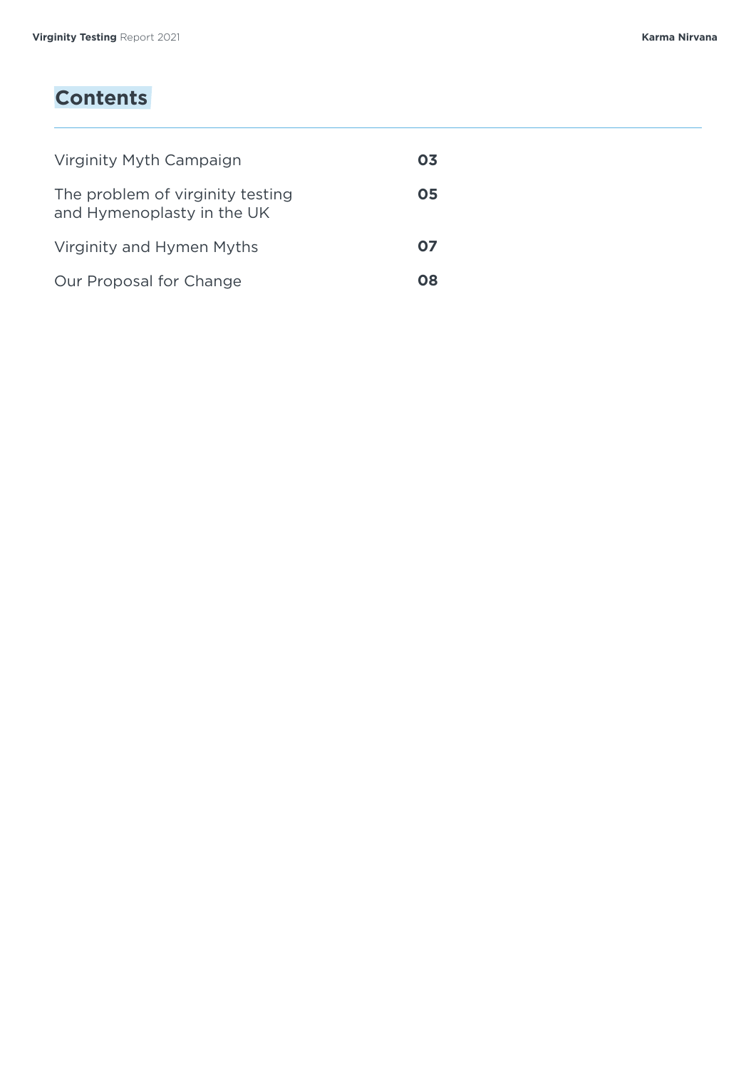# Contents

| | |
|---|---|
| Virginity Myth Campaign | **03** |
| The problem of virginity testing and Hymenoplasty in the UK | **05** |
| Virginity and Hymen Myths | **07** |
| Our Proposal for Change | **08** |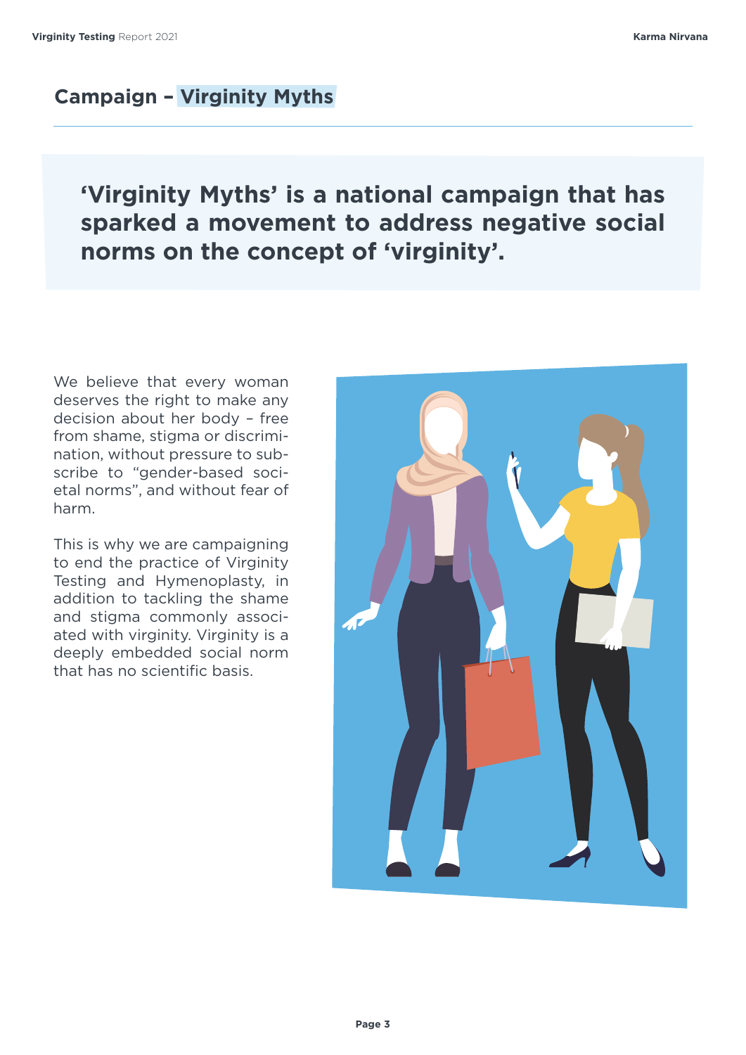## Campaign – Virginity Myths

**'Virginity Myths' is a national campaign that has sparked a movement to address negative social norms on the concept of 'virginity'.**

We believe that every woman deserves the right to make any decision about her body – free from shame, stigma or discrimination, without pressure to subscribe to "gender-based societal norms", and without fear of harm.

This is why we are campaigning to end the practice of Virginity Testing and Hymenoplasty, in addition to tackling the shame and stigma commonly associated with virginity. Virginity is a deeply embedded social norm that has no scientific basis.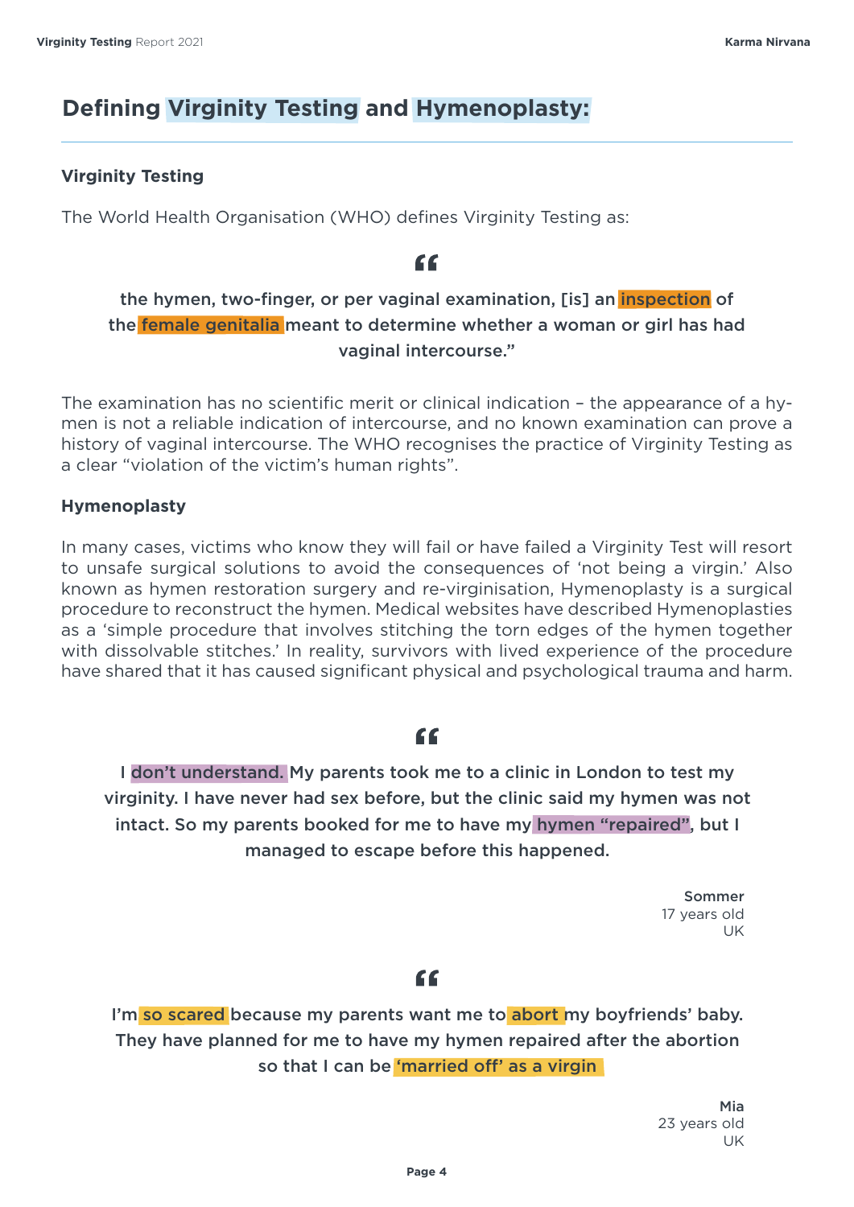## Defining Virginity Testing and Hymenoplasty:

### Virginity Testing

The World Health Organisation (WHO) defines Virginity Testing as:

> **“the hymen, two-finger, or per vaginal examination, [is] an inspection of the female genitalia meant to determine whether a woman or girl has had vaginal intercourse.”**

The examination has no scientific merit or clinical indication – the appearance of a hymen is not a reliable indication of intercourse, and no known examination can prove a history of vaginal intercourse. The WHO recognises the practice of Virginity Testing as a clear “violation of the victim’s human rights”.

### Hymenoplasty

In many cases, victims who know they will fail or have failed a Virginity Test will resort to unsafe surgical solutions to avoid the consequences of ‘not being a virgin.’ Also known as hymen restoration surgery and re-virginisation, Hymenoplasty is a surgical procedure to reconstruct the hymen. Medical websites have described Hymenoplasties as a ‘simple procedure that involves stitching the torn edges of the hymen together with dissolvable stitches.’ In reality, survivors with lived experience of the procedure have shared that it has caused significant physical and psychological trauma and harm.

> **“I don’t understand. My parents took me to a clinic in London to test my virginity. I have never had sex before, but the clinic said my hymen was not intact. So my parents booked for me to have my hymen “repaired”, but I managed to escape before this happened.**
>
> **Sommer**
> 17 years old
> UK

> **“I’m so scared because my parents want me to abort my boyfriends’ baby. They have planned for me to have my hymen repaired after the abortion so that I can be ‘married off’ as a virgin**
>
> **Mia**
> 23 years old
> UK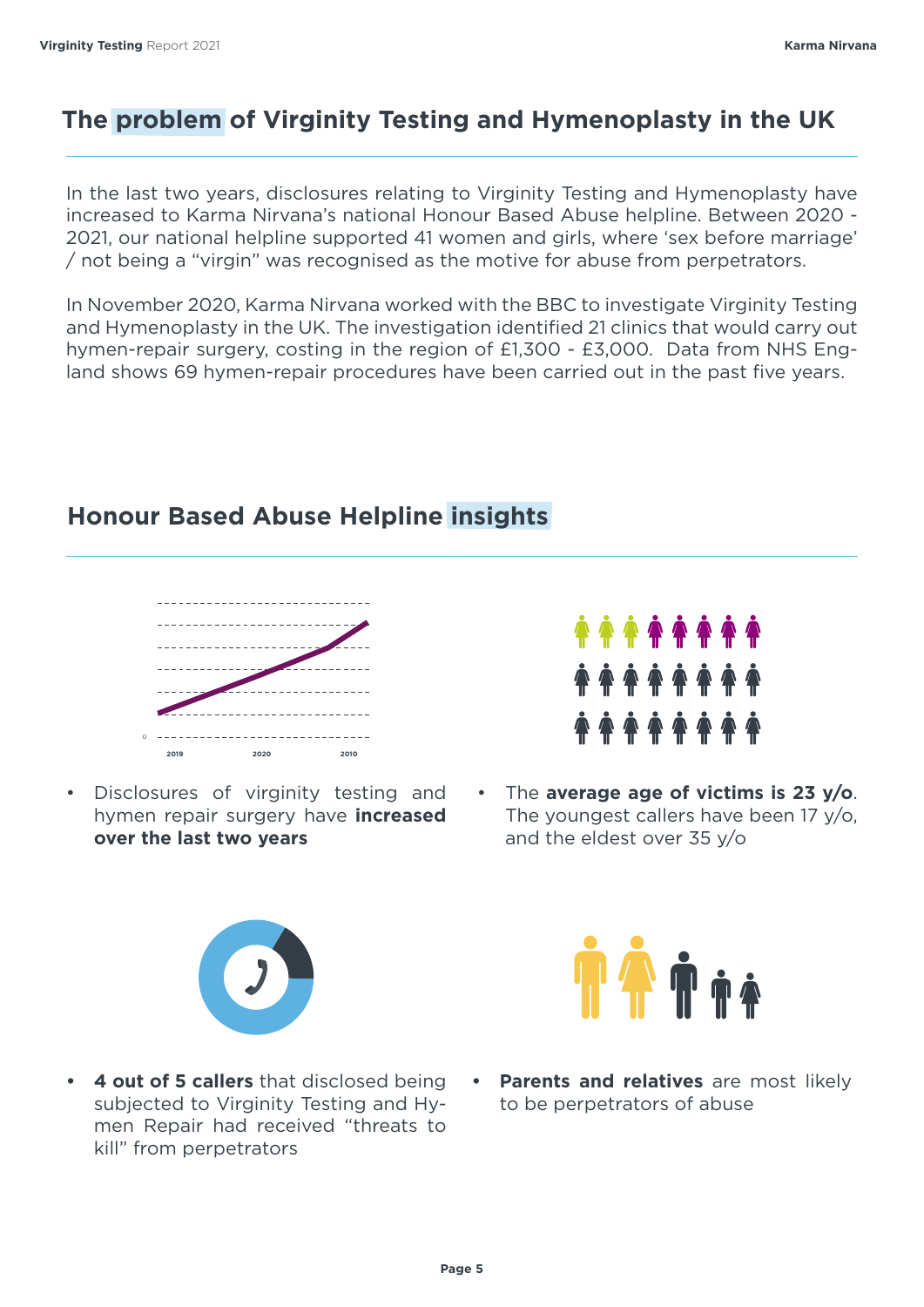## The problem of Virginity Testing and Hymenoplasty in the UK

In the last two years, disclosures relating to Virginity Testing and Hymenoplasty have increased to Karma Nirvana's national Honour Based Abuse helpline. Between 2020 - 2021, our national helpline supported 41 women and girls, where 'sex before marriage' / not being a "virgin" was recognised as the motive for abuse from perpetrators.

In November 2020, Karma Nirvana worked with the BBC to investigate Virginity Testing and Hymenoplasty in the UK. The investigation identified 21 clinics that would carry out hymen-repair surgery, costing in the region of £1,300 - £3,000. Data from NHS England shows 69 hymen-repair procedures have been carried out in the past five years.

## Honour Based Abuse Helpline insights

0

2019 2020 2010

- Disclosures of virginity testing and hymen repair surgery have **increased over the last two years**
- The **average age of victims is 23 y/o**. The youngest callers have been 17 y/o, and the eldest over 35 y/o
- **4 out of 5 callers** that disclosed being subjected to Virginity Testing and Hymen Repair had received "threats to kill" from perpetrators
- **Parents and relatives** are most likely to be perpetrators of abuse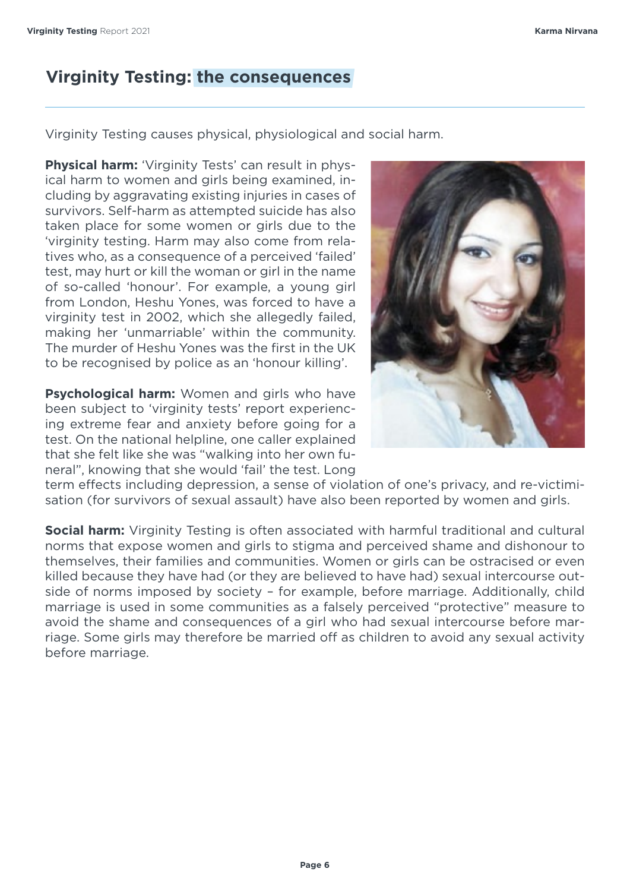## Virginity Testing: the consequences

Virginity Testing causes physical, physiological and social harm.

**Physical harm:** 'Virginity Tests' can result in physical harm to women and girls being examined, including by aggravating existing injuries in cases of survivors. Self-harm as attempted suicide has also taken place for some women or girls due to the 'virginity testing. Harm may also come from relatives who, as a consequence of a perceived 'failed' test, may hurt or kill the woman or girl in the name of so-called 'honour'. For example, a young girl from London, Heshu Yones, was forced to have a virginity test in 2002, which she allegedly failed, making her 'unmarriable' within the community. The murder of Heshu Yones was the first in the UK to be recognised by police as an 'honour killing'.

**Psychological harm:** Women and girls who have been subject to 'virginity tests' report experiencing extreme fear and anxiety before going for a test. On the national helpline, one caller explained that she felt like she was "walking into her own funeral", knowing that she would 'fail' the test. Long term effects including depression, a sense of violation of one's privacy, and re-victimisation (for survivors of sexual assault) have also been reported by women and girls.

**Social harm:** Virginity Testing is often associated with harmful traditional and cultural norms that expose women and girls to stigma and perceived shame and dishonour to themselves, their families and communities. Women or girls can be ostracised or even killed because they have had (or they are believed to have had) sexual intercourse outside of norms imposed by society – for example, before marriage. Additionally, child marriage is used in some communities as a falsely perceived "protective" measure to avoid the shame and consequences of a girl who had sexual intercourse before marriage. Some girls may therefore be married off as children to avoid any sexual activity before marriage.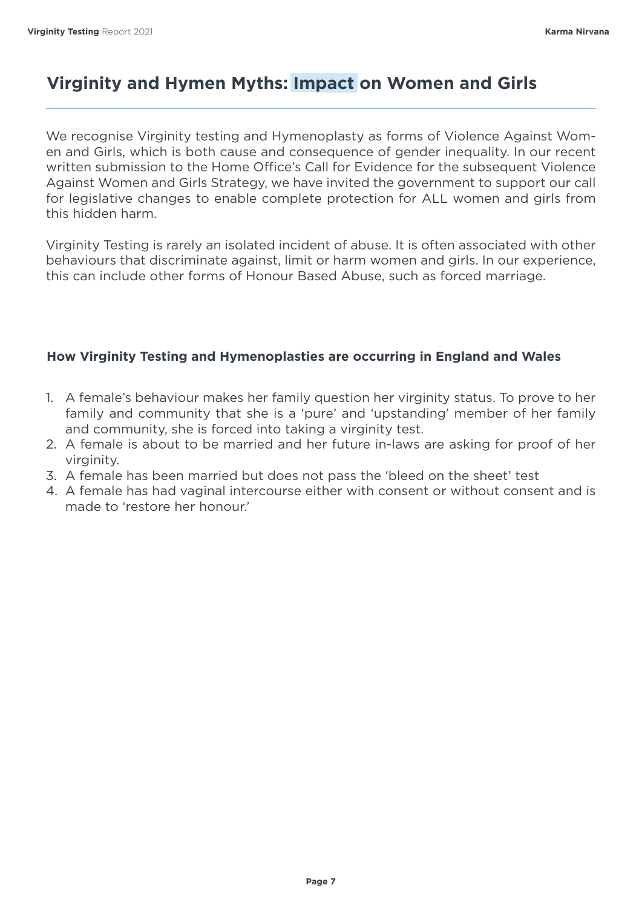## Virginity and Hymen Myths: Impact on Women and Girls

We recognise Virginity testing and Hymenoplasty as forms of Violence Against Women and Girls, which is both cause and consequence of gender inequality. In our recent written submission to the Home Office's Call for Evidence for the subsequent Violence Against Women and Girls Strategy, we have invited the government to support our call for legislative changes to enable complete protection for ALL women and girls from this hidden harm.

Virginity Testing is rarely an isolated incident of abuse. It is often associated with other behaviours that discriminate against, limit or harm women and girls. In our experience, this can include other forms of Honour Based Abuse, such as forced marriage.

### How Virginity Testing and Hymenoplasties are occurring in England and Wales

1. A female's behaviour makes her family question her virginity status. To prove to her family and community that she is a 'pure' and 'upstanding' member of her family and community, she is forced into taking a virginity test.
2. A female is about to be married and her future in-laws are asking for proof of her virginity.
3. A female has been married but does not pass the 'bleed on the sheet' test
4. A female has had vaginal intercourse either with consent or without consent and is made to 'restore her honour.'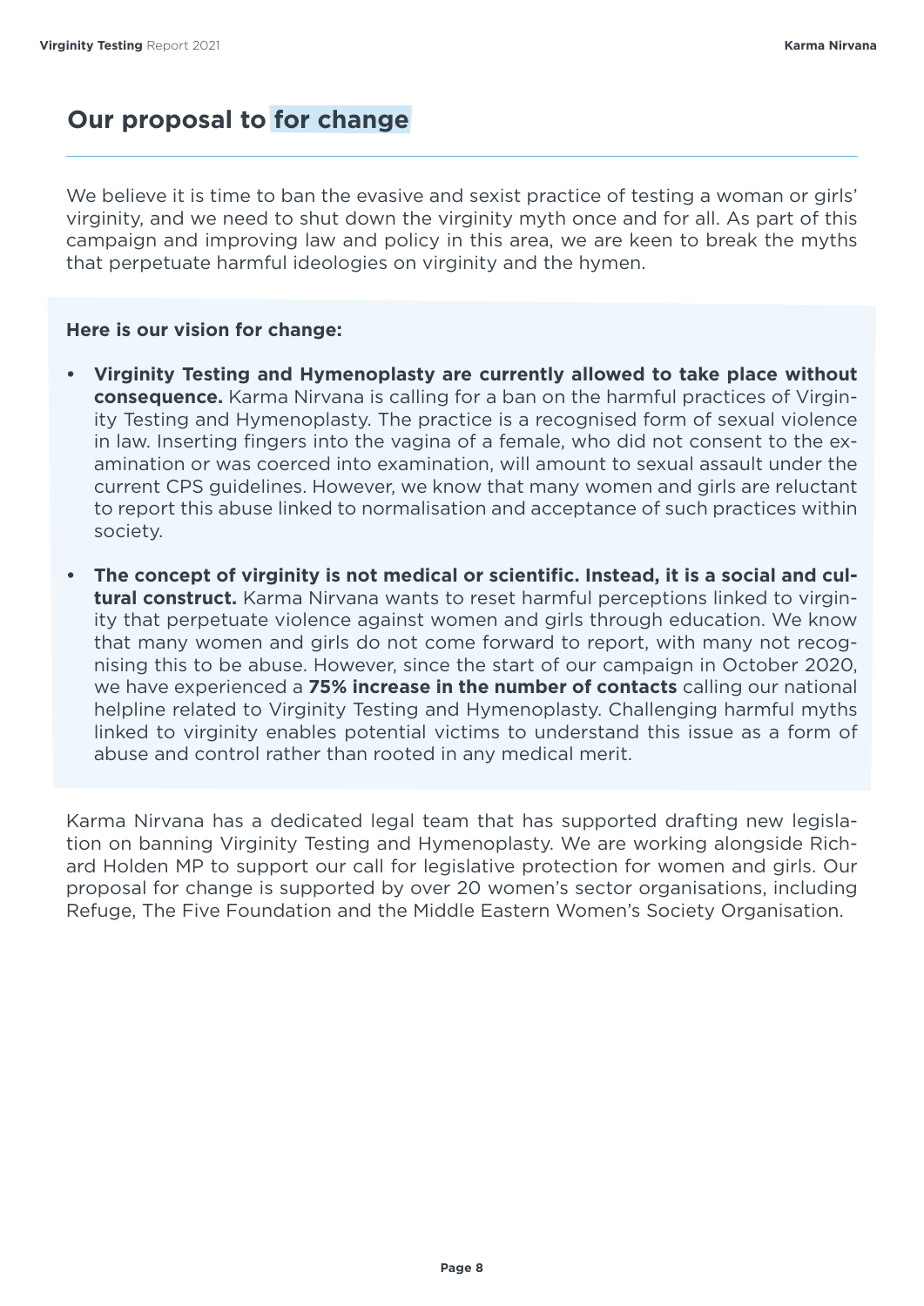## Our proposal to for change

We believe it is time to ban the evasive and sexist practice of testing a woman or girls' virginity, and we need to shut down the virginity myth once and for all. As part of this campaign and improving law and policy in this area, we are keen to break the myths that perpetuate harmful ideologies on virginity and the hymen.

**Here is our vision for change:**

- **Virginity Testing and Hymenoplasty are currently allowed to take place without consequence.** Karma Nirvana is calling for a ban on the harmful practices of Virginity Testing and Hymenoplasty. The practice is a recognised form of sexual violence in law. Inserting fingers into the vagina of a female, who did not consent to the examination or was coerced into examination, will amount to sexual assault under the current CPS guidelines. However, we know that many women and girls are reluctant to report this abuse linked to normalisation and acceptance of such practices within society.
- **The concept of virginity is not medical or scientific. Instead, it is a social and cultural construct.** Karma Nirvana wants to reset harmful perceptions linked to virginity that perpetuate violence against women and girls through education. We know that many women and girls do not come forward to report, with many not recognising this to be abuse. However, since the start of our campaign in October 2020, we have experienced a **75% increase in the number of contacts** calling our national helpline related to Virginity Testing and Hymenoplasty. Challenging harmful myths linked to virginity enables potential victims to understand this issue as a form of abuse and control rather than rooted in any medical merit.

Karma Nirvana has a dedicated legal team that has supported drafting new legislation on banning Virginity Testing and Hymenoplasty. We are working alongside Richard Holden MP to support our call for legislative protection for women and girls. Our proposal for change is supported by over 20 women's sector organisations, including Refuge, The Five Foundation and the Middle Eastern Women's Society Organisation.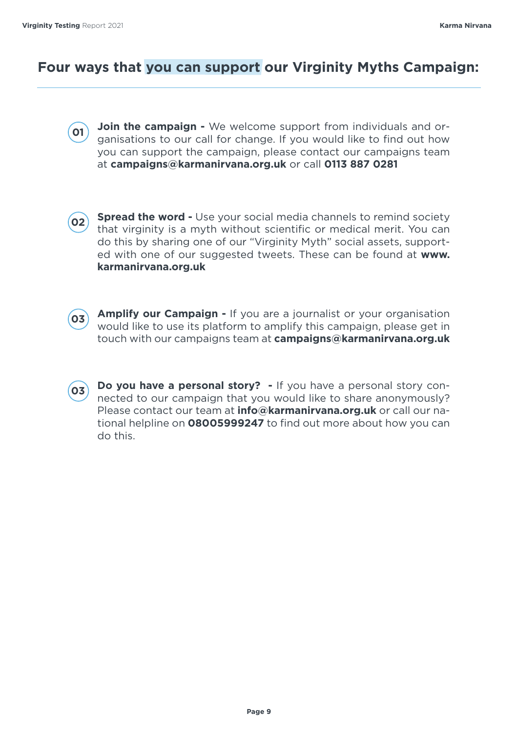## Four ways that you can support our Virginity Myths Campaign:

01 **Join the campaign -** We welcome support from individuals and organisations to our call for change. If you would like to find out how you can support the campaign, please contact our campaigns team at **campaigns@karmanirvana.org.uk** or call **0113 887 0281**

02 **Spread the word -** Use your social media channels to remind society that virginity is a myth without scientific or medical merit. You can do this by sharing one of our "Virginity Myth" social assets, supported with one of our suggested tweets. These can be found at **www.karmanirvana.org.uk**

03 **Amplify our Campaign -** If you are a journalist or your organisation would like to use its platform to amplify this campaign, please get in touch with our campaigns team at **campaigns@karmanirvana.org.uk**

03 **Do you have a personal story? -** If you have a personal story connected to our campaign that you would like to share anonymously? Please contact our team at **info@karmanirvana.org.uk** or call our national helpline on **08005999247** to find out more about how you can do this.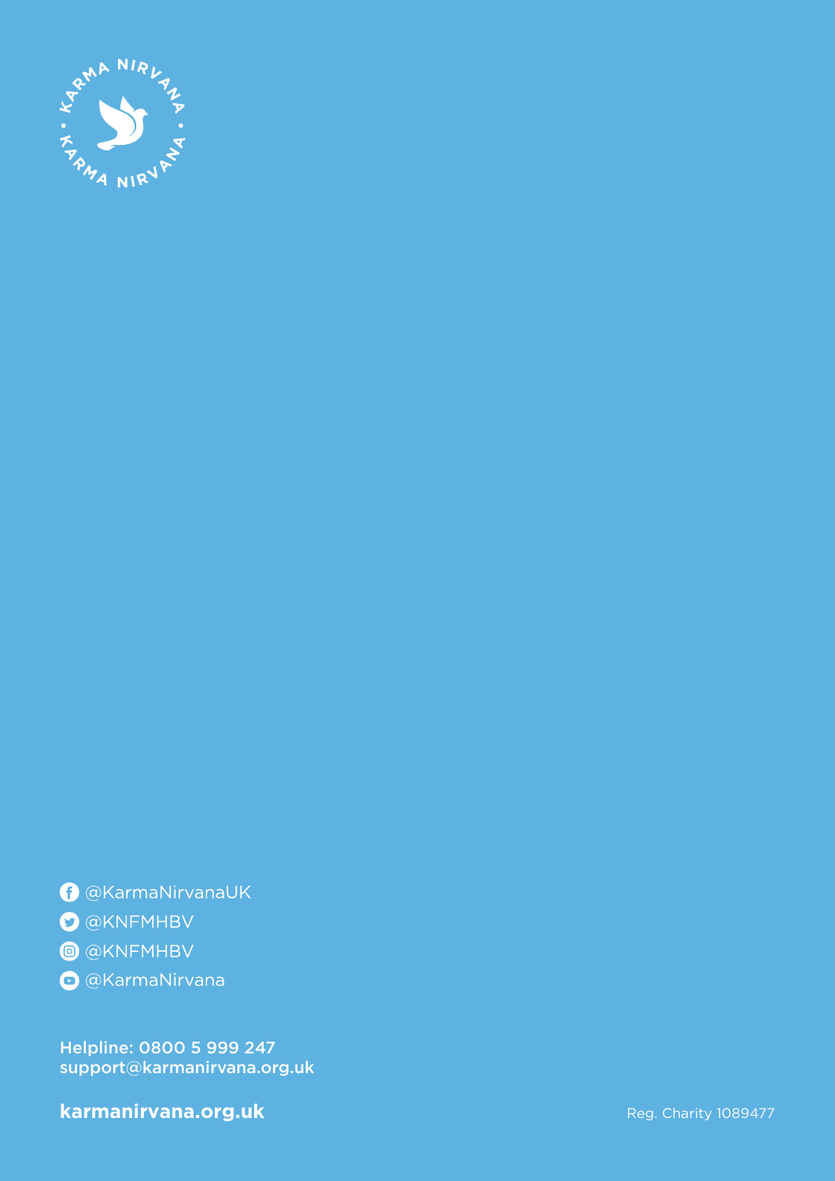KARMA NIRVANA • KARMA NIRVANA •

@KarmaNirvanaUK

@KNFMHBV

@KNFMHBV

@KarmaNirvana

Helpline: 0800 5 999 247
support@karmanirvana.org.uk

**karmanirvana.org.uk**

Reg. Charity 1089477